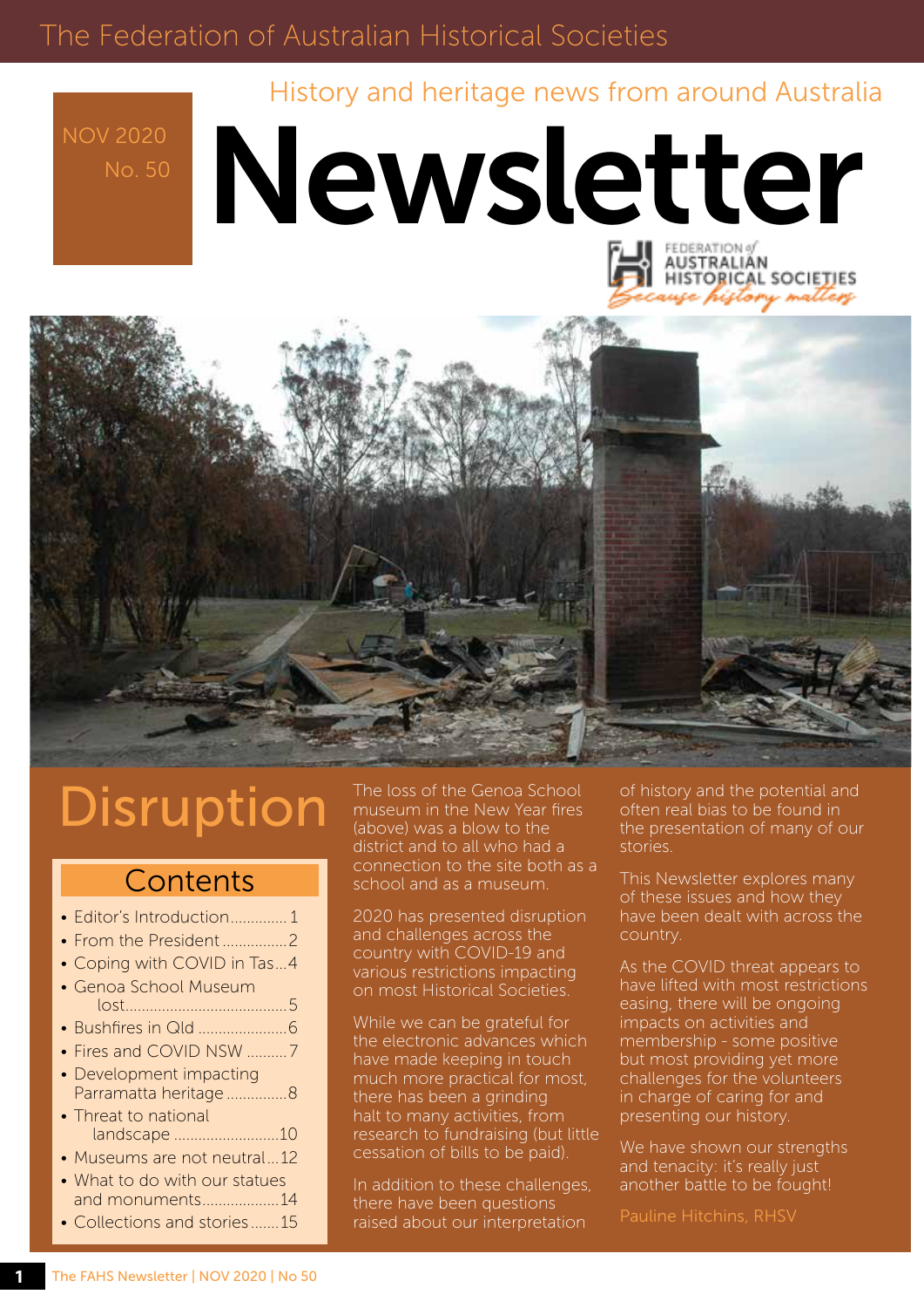The Federation of Australian Historical Societies

History and heritage news from around Australia

NOV 2020
No. 50

# Newsletter

FEDERATION of AUSTRALIAN HISTORICAL SOCIETIES
*Because history matters*

# Disruption

## Contents

- Editor's Introduction .............. 1
- From the President ................ 2
- Coping with COVID in Tas ... 4
- Genoa School Museum lost ........................................ 5
- Bushfires in Qld ...................... 6
- Fires and COVID NSW .......... 7
- Development impacting Parramatta heritage ............... 8
- Threat to national landscape .......................... 10
- Museums are not neutral ... 12
- What to do with our statues and monuments ................... 14
- Collections and stories ....... 15

The loss of the Genoa School museum in the New Year fires (above) was a blow to the district and to all who had a connection to the site both as a school and as a museum.

2020 has presented disruption and challenges across the country with COVID-19 and various restrictions impacting on most Historical Societies.

While we can be grateful for the electronic advances which have made keeping in touch much more practical for most, there has been a grinding halt to many activities, from research to fundraising (but little cessation of bills to be paid).

In addition to these challenges, there have been questions raised about our interpretation of history and the potential and often real bias to be found in the presentation of many of our stories.

This Newsletter explores many of these issues and how they have been dealt with across the country.

As the COVID threat appears to have lifted with most restrictions easing, there will be ongoing impacts on activities and membership - some positive but most providing yet more challenges for the volunteers in charge of caring for and presenting our history.

We have shown our strengths and tenacity: it's really just another battle to be fought!

Pauline Hitchins, RHSV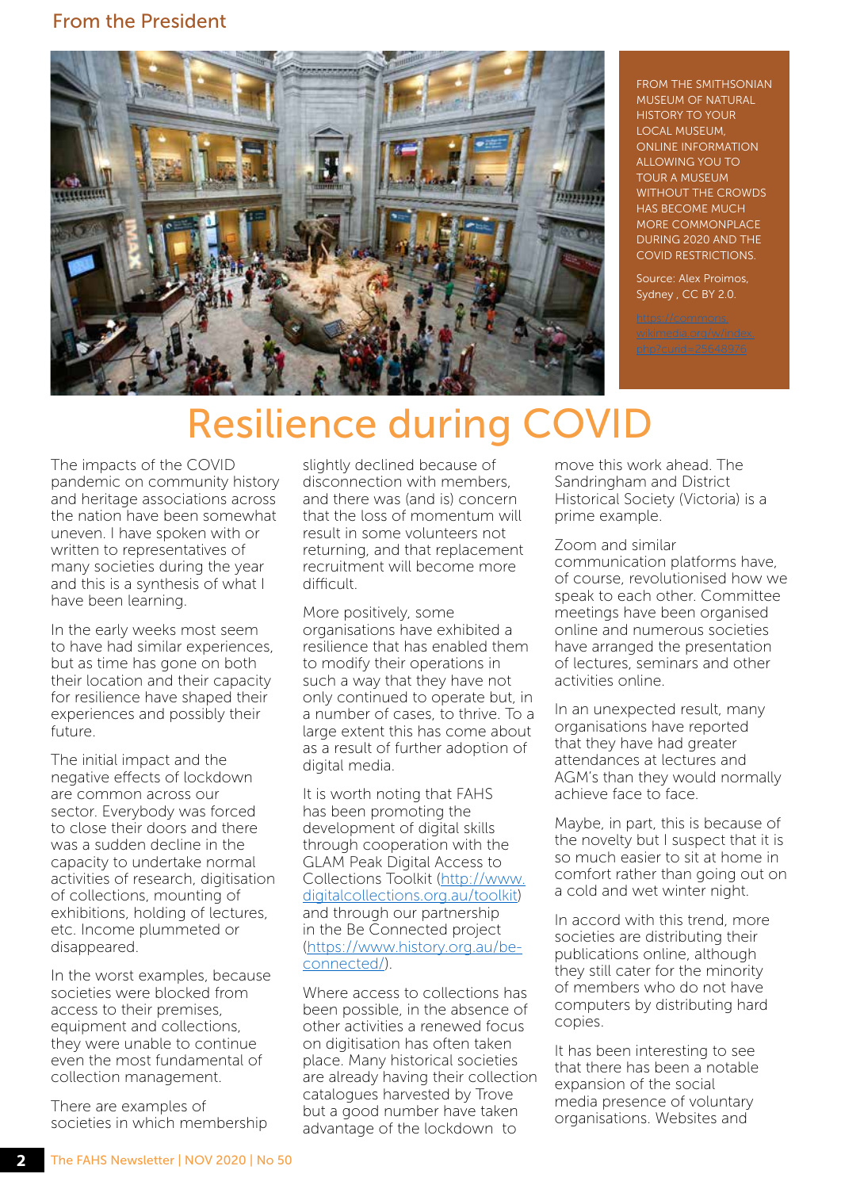From the President

FROM THE SMITHSONIAN MUSEUM OF NATURAL HISTORY TO YOUR LOCAL MUSEUM, ONLINE INFORMATION ALLOWING YOU TO TOUR A MUSEUM WITHOUT THE CROWDS HAS BECOME MUCH MORE COMMONPLACE DURING 2020 AND THE COVID RESTRICTIONS.

Source: Alex Proimos, Sydney , CC BY 2.0. https://commons.wikimedia.org/w/index.php?curid=25648976

# Resilience during COVID

The impacts of the COVID pandemic on community history and heritage associations across the nation have been somewhat uneven. I have spoken with or written to representatives of many societies during the year and this is a synthesis of what I have been learning.

In the early weeks most seem to have had similar experiences, but as time has gone on both their location and their capacity for resilience have shaped their experiences and possibly their future.

The initial impact and the negative effects of lockdown are common across our sector. Everybody was forced to close their doors and there was a sudden decline in the capacity to undertake normal activities of research, digitisation of collections, mounting of exhibitions, holding of lectures, etc. Income plummeted or disappeared.

In the worst examples, because societies were blocked from access to their premises, equipment and collections, they were unable to continue even the most fundamental of collection management.

There are examples of societies in which membership slightly declined because of disconnection with members, and there was (and is) concern that the loss of momentum will result in some volunteers not returning, and that replacement recruitment will become more difficult.

More positively, some organisations have exhibited a resilience that has enabled them to modify their operations in such a way that they have not only continued to operate but, in a number of cases, to thrive. To a large extent this has come about as a result of further adoption of digital media.

It is worth noting that FAHS has been promoting the development of digital skills through cooperation with the GLAM Peak Digital Access to Collections Toolkit (http://www.digitalcollections.org.au/toolkit) and through our partnership in the Be Connected project (https://www.history.org.au/be-connected/).

Where access to collections has been possible, in the absence of other activities a renewed focus on digitisation has often taken place. Many historical societies are already having their collection catalogues harvested by Trove but a good number have taken advantage of the lockdown to move this work ahead. The Sandringham and District Historical Society (Victoria) is a prime example.

Zoom and similar communication platforms have, of course, revolutionised how we speak to each other. Committee meetings have been organised online and numerous societies have arranged the presentation of lectures, seminars and other activities online.

In an unexpected result, many organisations have reported that they have had greater attendances at lectures and AGM's than they would normally achieve face to face.

Maybe, in part, this is because of the novelty but I suspect that it is so much easier to sit at home in comfort rather than going out on a cold and wet winter night.

In accord with this trend, more societies are distributing their publications online, although they still cater for the minority of members who do not have computers by distributing hard copies.

It has been interesting to see that there has been a notable expansion of the social media presence of voluntary organisations. Websites and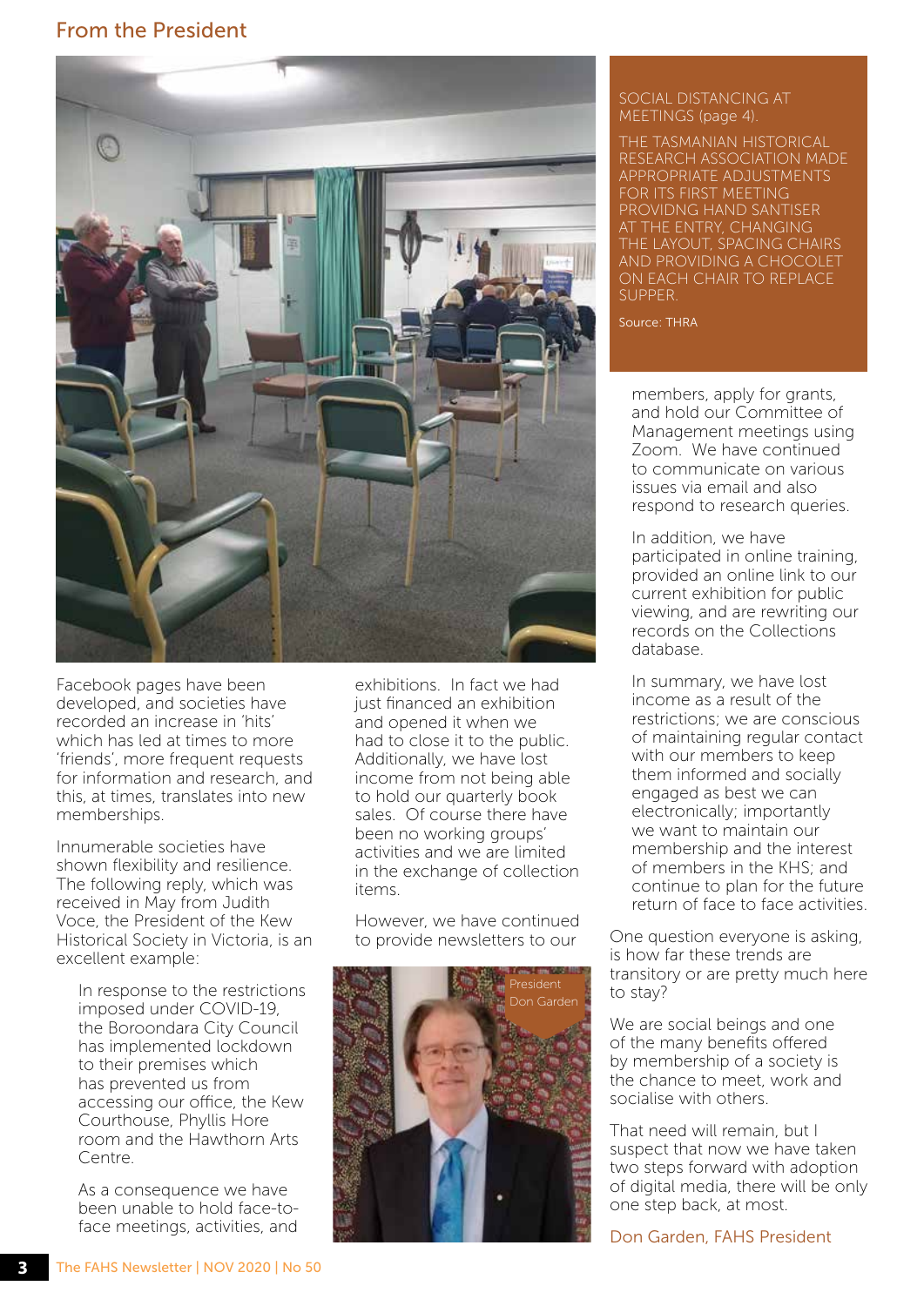## From the President

SOCIAL DISTANCING AT MEETINGS (page 4).

THE TASMANIAN HISTORICAL RESEARCH ASSOCIATION MADE APPROPRIATE ADJUSTMENTS FOR ITS FIRST MEETING PROVIDNG HAND SANTISER AT THE ENTRY, CHANGING THE LAYOUT, SPACING CHAIRS AND PROVIDING A CHOCOLET ON EACH CHAIR TO REPLACE SUPPER.

Source: THRA

Facebook pages have been developed, and societies have recorded an increase in 'hits' which has led at times to more 'friends', more frequent requests for information and research, and this, at times, translates into new memberships.

Innumerable societies have shown flexibility and resilience. The following reply, which was received in May from Judith Voce, the President of the Kew Historical Society in Victoria, is an excellent example:

> In response to the restrictions imposed under COVID-19, the Boroondara City Council has implemented lockdown to their premises which has prevented us from accessing our office, the Kew Courthouse, Phyllis Hore room and the Hawthorn Arts Centre.
>
> As a consequence we have been unable to hold face-to-face meetings, activities, and exhibitions. In fact we had just financed an exhibition and opened it when we had to close it to the public. Additionally, we have lost income from not being able to hold our quarterly book sales. Of course there have been no working groups' activities and we are limited in the exchange of collection items.
>
> However, we have continued to provide newsletters to our members, apply for grants, and hold our Committee of Management meetings using Zoom. We have continued to communicate on various issues via email and also respond to research queries.
>
> In addition, we have participated in online training, provided an online link to our current exhibition for public viewing, and are rewriting our records on the Collections database.
>
> In summary, we have lost income as a result of the restrictions; we are conscious of maintaining regular contact with our members to keep them informed and socially engaged as best we can electronically; importantly we want to maintain our membership and the interest of members in the KHS; and continue to plan for the future return of face to face activities.

President Don Garden

One question everyone is asking, is how far these trends are transitory or are pretty much here to stay?

We are social beings and one of the many benefits offered by membership of a society is the chance to meet, work and socialise with others.

That need will remain, but I suspect that now we have taken two steps forward with adoption of digital media, there will be only one step back, at most.

Don Garden, FAHS President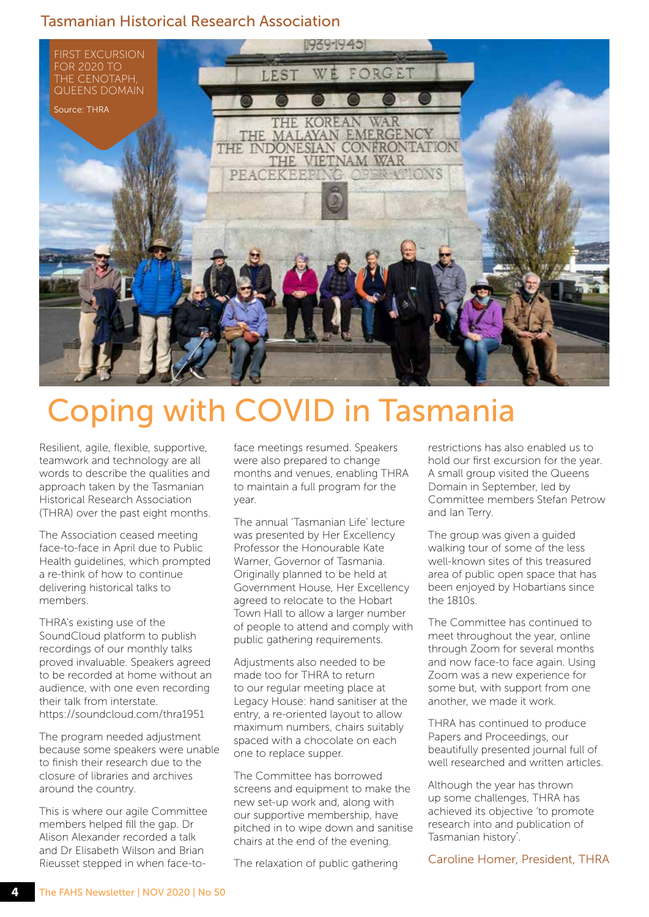Tasmanian Historical Research Association

FIRST EXCURSION FOR 2020 TO THE CENOTAPH, QUEENS DOMAIN

Source: THRA

# Coping with COVID in Tasmania

Resilient, agile, flexible, supportive, teamwork and technology are all words to describe the qualities and approach taken by the Tasmanian Historical Research Association (THRA) over the past eight months.

The Association ceased meeting face-to-face in April due to Public Health guidelines, which prompted a re-think of how to continue delivering historical talks to members.

THRA's existing use of the SoundCloud platform to publish recordings of our monthly talks proved invaluable. Speakers agreed to be recorded at home without an audience, with one even recording their talk from interstate. https://soundcloud.com/thra1951

The program needed adjustment because some speakers were unable to finish their research due to the closure of libraries and archives around the country.

This is where our agile Committee members helped fill the gap. Dr Alison Alexander recorded a talk and Dr Elisabeth Wilson and Brian Rieusset stepped in when face-to-face meetings resumed. Speakers were also prepared to change months and venues, enabling THRA to maintain a full program for the year.

The annual 'Tasmanian Life' lecture was presented by Her Excellency Professor the Honourable Kate Warner, Governor of Tasmania. Originally planned to be held at Government House, Her Excellency agreed to relocate to the Hobart Town Hall to allow a larger number of people to attend and comply with public gathering requirements.

Adjustments also needed to be made too for THRA to return to our regular meeting place at Legacy House: hand sanitiser at the entry, a re-oriented layout to allow maximum numbers, chairs suitably spaced with a chocolate on each one to replace supper.

The Committee has borrowed screens and equipment to make the new set-up work and, along with our supportive membership, have pitched in to wipe down and sanitise chairs at the end of the evening.

The relaxation of public gathering restrictions has also enabled us to hold our first excursion for the year. A small group visited the Queens Domain in September, led by Committee members Stefan Petrow and Ian Terry.

The group was given a guided walking tour of some of the less well-known sites of this treasured area of public open space that has been enjoyed by Hobartians since the 1810s.

The Committee has continued to meet throughout the year, online through Zoom for several months and now face-to face again. Using Zoom was a new experience for some but, with support from one another, we made it work.

THRA has continued to produce Papers and Proceedings, our beautifully presented journal full of well researched and written articles.

Although the year has thrown up some challenges, THRA has achieved its objective 'to promote research into and publication of Tasmanian history'.

Caroline Homer, President, THRA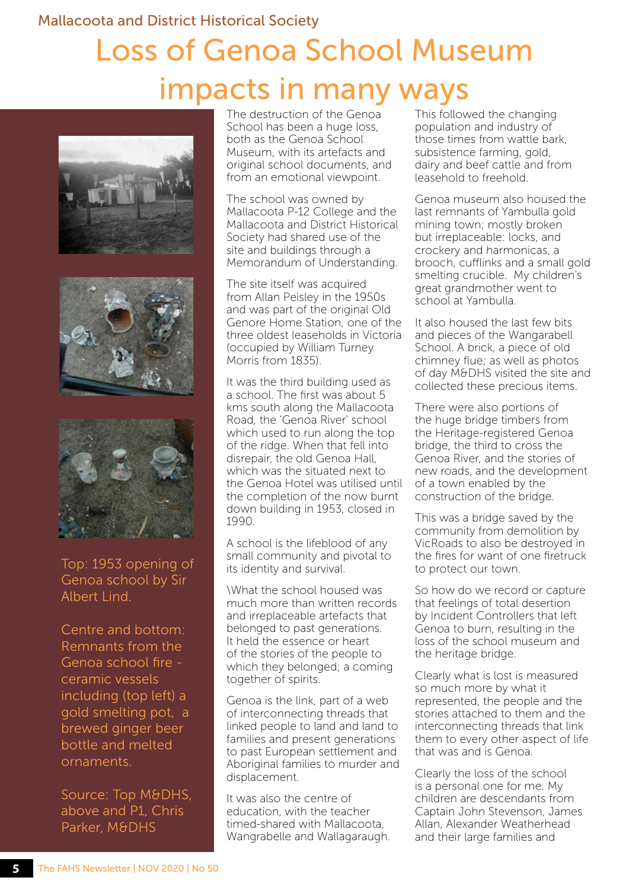Mallacoota and District Historical Society

# Loss of Genoa School Museum impacts in many ways

Top: 1953 opening of Genoa school by Sir Albert Lind.

Centre and bottom: Remnants from the Genoa school fire - ceramic vessels including (top left) a gold smelting pot, a brewed ginger beer bottle and melted ornaments.

Source: Top M&DHS, above and P1, Chris Parker, M&DHS

The destruction of the Genoa School has been a huge loss, both as the Genoa School Museum, with its artefacts and original school documents, and from an emotional viewpoint.

The school was owned by Mallacoota P-12 College and the Mallacoota and District Historical Society had shared use of the site and buildings through a Memorandum of Understanding.

The site itself was acquired from Allan Peisley in the 1950s and was part of the original Old Genore Home Station, one of the three oldest leaseholds in Victoria (occupied by William Turney Morris from 1835).

It was the third building used as a school. The first was about 5 kms south along the Mallacoota Road, the 'Genoa River' school which used to run along the top of the ridge. When that fell into disrepair, the old Genoa Hall, which was the situated next to the Genoa Hotel was utilised until the completion of the now burnt down building in 1953, closed in 1990.

A school is the lifeblood of any small community and pivotal to its identity and survival.

\What the school housed was much more than written records and irreplaceable artefacts that belonged to past generations. It held the essence or heart of the stories of the people to which they belonged; a coming together of spirits.

Genoa is the link, part of a web of interconnecting threads that linked people to land and land to families and present generations to past European settlement and Aboriginal families to murder and displacement.

It was also the centre of education, with the teacher timed-shared with Mallacoota, Wangrabelle and Wallagaraugh. This followed the changing population and industry of those times from wattle bark, subsistence farming, gold, dairy and beef cattle and from leasehold to freehold.

Genoa museum also housed the last remnants of Yambulla gold mining town; mostly broken but irreplaceable: locks, and crockery and harmonicas, a brooch, cufflinks and a small gold smelting crucible. My children's great grandmother went to school at Yambulla.

It also housed the last few bits and pieces of the Wangarabell School. A brick, a piece of old chimney flue; as well as photos of day M&DHS visited the site and collected these precious items.

There were also portions of the huge bridge timbers from the Heritage-registered Genoa bridge, the third to cross the Genoa River, and the stories of new roads, and the development of a town enabled by the construction of the bridge.

This was a bridge saved by the community from demolition by VicRoads to also be destroyed in the fires for want of one firetruck to protect our town.

So how do we record or capture that feelings of total desertion by Incident Controllers that left Genoa to burn, resulting in the loss of the school museum and the heritage bridge.

Clearly what is lost is measured so much more by what it represented, the people and the stories attached to them and the interconnecting threads that link them to every other aspect of life that was and is Genoa.

Clearly the loss of the school is a personal one for me. My children are descendants from Captain John Stevenson, James Allan, Alexander Weatherhead and their large families and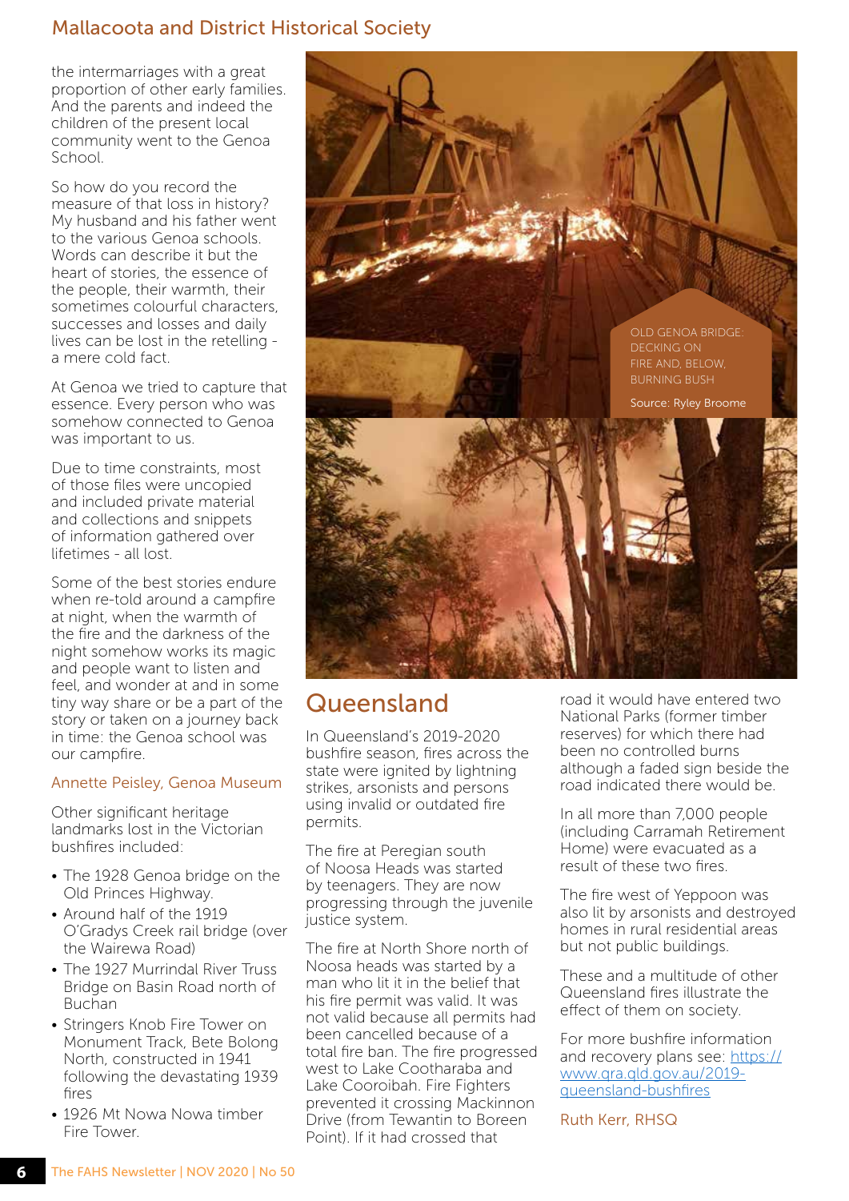the intermarriages with a great proportion of other early families. And the parents and indeed the children of the present local community went to the Genoa School.

So how do you record the measure of that loss in history? My husband and his father went to the various Genoa schools. Words can describe it but the heart of stories, the essence of the people, their warmth, their sometimes colourful characters, successes and losses and daily lives can be lost in the retelling - a mere cold fact.

At Genoa we tried to capture that essence. Every person who was somehow connected to Genoa was important to us.

Due to time constraints, most of those files were uncopied and included private material and collections and snippets of information gathered over lifetimes - all lost.

Some of the best stories endure when re-told around a campfire at night, when the warmth of the fire and the darkness of the night somehow works its magic and people want to listen and feel, and wonder at and in some tiny way share or be a part of the story or taken on a journey back in time: the Genoa school was our campfire.

Annette Peisley, Genoa Museum

Other significant heritage landmarks lost in the Victorian bushfires included:

- The 1928 Genoa bridge on the Old Princes Highway.
- Around half of the 1919 O'Gradys Creek rail bridge (over the Wairewa Road)
- The 1927 Murrindal River Truss Bridge on Basin Road north of Buchan
- Stringers Knob Fire Tower on Monument Track, Bete Bolong North, constructed in 1941 following the devastating 1939 fires
- 1926 Mt Nowa Nowa timber Fire Tower.

OLD GENOA BRIDGE: DECKING ON FIRE AND, BELOW, BURNING BUSH

Source: Ryley Broome

## Queensland

In Queensland's 2019-2020 bushfire season, fires across the state were ignited by lightning strikes, arsonists and persons using invalid or outdated fire permits.

The fire at Peregian south of Noosa Heads was started by teenagers. They are now progressing through the juvenile justice system.

The fire at North Shore north of Noosa heads was started by a man who lit it in the belief that his fire permit was valid. It was not valid because all permits had been cancelled because of a total fire ban. The fire progressed west to Lake Cootharaba and Lake Cooroibah. Fire Fighters prevented it crossing Mackinnon Drive (from Tewantin to Boreen Point). If it had crossed that road it would have entered two National Parks (former timber reserves) for which there had been no controlled burns although a faded sign beside the road indicated there would be.

In all more than 7,000 people (including Carramah Retirement Home) were evacuated as a result of these two fires.

The fire west of Yeppoon was also lit by arsonists and destroyed homes in rural residential areas but not public buildings.

These and a multitude of other Queensland fires illustrate the effect of them on society.

For more bushfire information and recovery plans see: https://www.qra.qld.gov.au/2019-queensland-bushfires

Ruth Kerr, RHSQ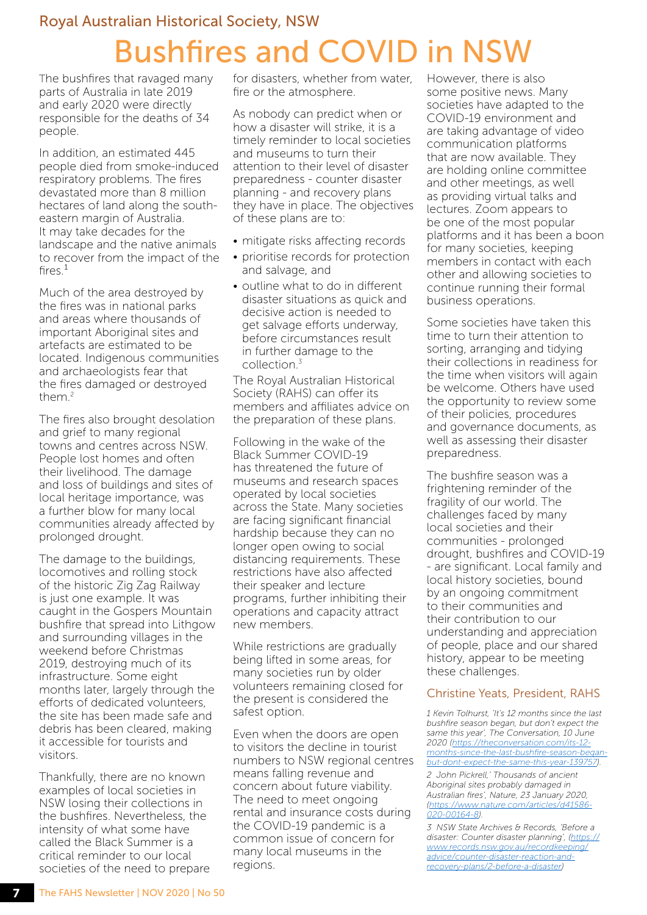Royal Australian Historical Society, NSW

# Bushfires and COVID in NSW

The bushfires that ravaged many parts of Australia in late 2019 and early 2020 were directly responsible for the deaths of 34 people.

In addition, an estimated 445 people died from smoke-induced respiratory problems. The fires devastated more than 8 million hectares of land along the south-eastern margin of Australia. It may take decades for the landscape and the native animals to recover from the impact of the fires.[1]

Much of the area destroyed by the fires was in national parks and areas where thousands of important Aboriginal sites and artefacts are estimated to be located. Indigenous communities and archaeologists fear that the fires damaged or destroyed them.[2]

The fires also brought desolation and grief to many regional towns and centres across NSW. People lost homes and often their livelihood. The damage and loss of buildings and sites of local heritage importance, was a further blow for many local communities already affected by prolonged drought.

The damage to the buildings, locomotives and rolling stock of the historic Zig Zag Railway is just one example. It was caught in the Gospers Mountain bushfire that spread into Lithgow and surrounding villages in the weekend before Christmas 2019, destroying much of its infrastructure. Some eight months later, largely through the efforts of dedicated volunteers, the site has been made safe and debris has been cleared, making it accessible for tourists and visitors.

Thankfully, there are no known examples of local societies in NSW losing their collections in the bushfires. Nevertheless, the intensity of what some have called the Black Summer is a critical reminder to our local societies of the need to prepare for disasters, whether from water, fire or the atmosphere.

As nobody can predict when or how a disaster will strike, it is a timely reminder to local societies and museums to turn their attention to their level of disaster preparedness - counter disaster planning - and recovery plans they have in place. The objectives of these plans are to:

- mitigate risks affecting records
- prioritise records for protection and salvage, and
- outline what to do in different disaster situations as quick and decisive action is needed to get salvage efforts underway, before circumstances result in further damage to the collection.[3]

The Royal Australian Historical Society (RAHS) can offer its members and affiliates advice on the preparation of these plans.

Following in the wake of the Black Summer COVID-19 has threatened the future of museums and research spaces operated by local societies across the State. Many societies are facing significant financial hardship because they can no longer open owing to social distancing requirements. These restrictions have also affected their speaker and lecture programs, further inhibiting their operations and capacity attract new members.

While restrictions are gradually being lifted in some areas, for many societies run by older volunteers remaining closed for the present is considered the safest option.

Even when the doors are open to visitors the decline in tourist numbers to NSW regional centres means falling revenue and concern about future viability. The need to meet ongoing rental and insurance costs during the COVID-19 pandemic is a common issue of concern for many local museums in the regions.

However, there is also some positive news. Many societies have adapted to the COVID-19 environment and are taking advantage of video communication platforms that are now available. They are holding online committee and other meetings, as well as providing virtual talks and lectures. Zoom appears to be one of the most popular platforms and it has been a boon for many societies, keeping members in contact with each other and allowing societies to continue running their formal business operations.

Some societies have taken this time to turn their attention to sorting, arranging and tidying their collections in readiness for the time when visitors will again be welcome. Others have used the opportunity to review some of their policies, procedures and governance documents, as well as assessing their disaster preparedness.

The bushfire season was a frightening reminder of the fragility of our world. The challenges faced by many local societies and their communities - prolonged drought, bushfires and COVID-19 - are significant. Local family and local history societies, bound by an ongoing commitment to their communities and their contribution to our understanding and appreciation of people, place and our shared history, appear to be meeting these challenges.

**Christine Yeats, President, RAHS**

*1 Kevin Tolhurst, 'It's 12 months since the last bushfire season began, but don't expect the same this year', The Conversation, 10 June 2020 (https://theconversation.com/its-12-months-since-the-last-bushfire-season-began-but-dont-expect-the-same-this-year-139757).*

*2 John Pickrell,' Thousands of ancient Aboriginal sites probably damaged in Australian fires', Nature, 23 January 2020, (https://www.nature.com/articles/d41586-020-00164-8).*

*3 NSW State Archives & Records, 'Before a disaster: Counter disaster planning', (https://www.records.nsw.gov.au/recordkeeping/advice/counter-disaster-reaction-and-recovery-plans/2-before-a-disaster)*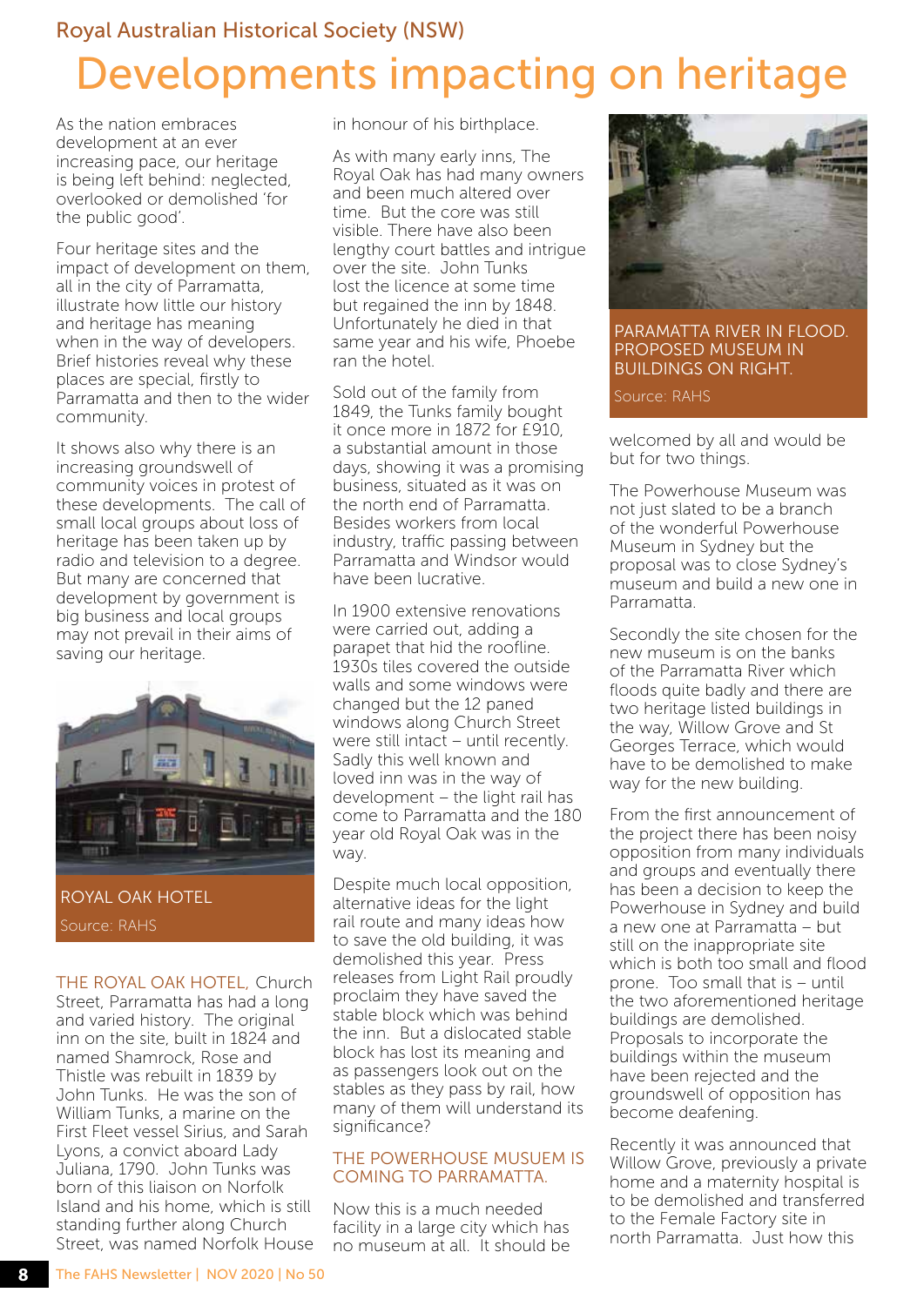Royal Australian Historical Society (NSW)

# Developments impacting on heritage

As the nation embraces development at an ever increasing pace, our heritage is being left behind: neglected, overlooked or demolished 'for the public good'.

Four heritage sites and the impact of development on them, all in the city of Parramatta, illustrate how little our history and heritage has meaning when in the way of developers. Brief histories reveal why these places are special, firstly to Parramatta and then to the wider community.

It shows also why there is an increasing groundswell of community voices in protest of these developments. The call of small local groups about loss of heritage has been taken up by radio and television to a degree. But many are concerned that development by government is big business and local groups may not prevail in their aims of saving our heritage.

ROYAL OAK HOTEL
Source: RAHS

**THE ROYAL OAK HOTEL,** Church Street, Parramatta has had a long and varied history. The original inn on the site, built in 1824 and named Shamrock, Rose and Thistle was rebuilt in 1839 by John Tunks. He was the son of William Tunks, a marine on the First Fleet vessel Sirius, and Sarah Lyons, a convict aboard Lady Juliana, 1790. John Tunks was born of this liaison on Norfolk Island and his home, which is still standing further along Church Street, was named Norfolk House in honour of his birthplace.

As with many early inns, The Royal Oak has had many owners and been much altered over time. But the core was still visible. There have also been lengthy court battles and intrigue over the site. John Tunks lost the licence at some time but regained the inn by 1848. Unfortunately he died in that same year and his wife, Phoebe ran the hotel.

Sold out of the family from 1849, the Tunks family bought it once more in 1872 for £910, a substantial amount in those days, showing it was a promising business, situated as it was on the north end of Parramatta. Besides workers from local industry, traffic passing between Parramatta and Windsor would have been lucrative.

In 1900 extensive renovations were carried out, adding a parapet that hid the roofline. 1930s tiles covered the outside walls and some windows were changed but the 12 paned windows along Church Street were still intact – until recently. Sadly this well known and loved inn was in the way of development – the light rail has come to Parramatta and the 180 year old Royal Oak was in the way.

Despite much local opposition, alternative ideas for the light rail route and many ideas how to save the old building, it was demolished this year. Press releases from Light Rail proudly proclaim they have saved the stable block which was behind the inn. But a dislocated stable block has lost its meaning and as passengers look out on the stables as they pass by rail, how many of them will understand its significance?

**THE POWERHOUSE MUSUEM IS COMING TO PARRAMATTA.**

Now this is a much needed facility in a large city which has no museum at all. It should be welcomed by all and would be but for two things.

PARAMATTA RIVER IN FLOOD. PROPOSED MUSEUM IN BUILDINGS ON RIGHT.
Source: RAHS

The Powerhouse Museum was not just slated to be a branch of the wonderful Powerhouse Museum in Sydney but the proposal was to close Sydney's museum and build a new one in Parramatta.

Secondly the site chosen for the new museum is on the banks of the Parramatta River which floods quite badly and there are two heritage listed buildings in the way, Willow Grove and St Georges Terrace, which would have to be demolished to make way for the new building.

From the first announcement of the project there has been noisy opposition from many individuals and groups and eventually there has been a decision to keep the Powerhouse in Sydney and build a new one at Parramatta – but still on the inappropriate site which is both too small and flood prone. Too small that is – until the two aforementioned heritage buildings are demolished. Proposals to incorporate the buildings within the museum have been rejected and the groundswell of opposition has become deafening.

Recently it was announced that Willow Grove, previously a private home and a maternity hospital is to be demolished and transferred to the Female Factory site in north Parramatta. Just how this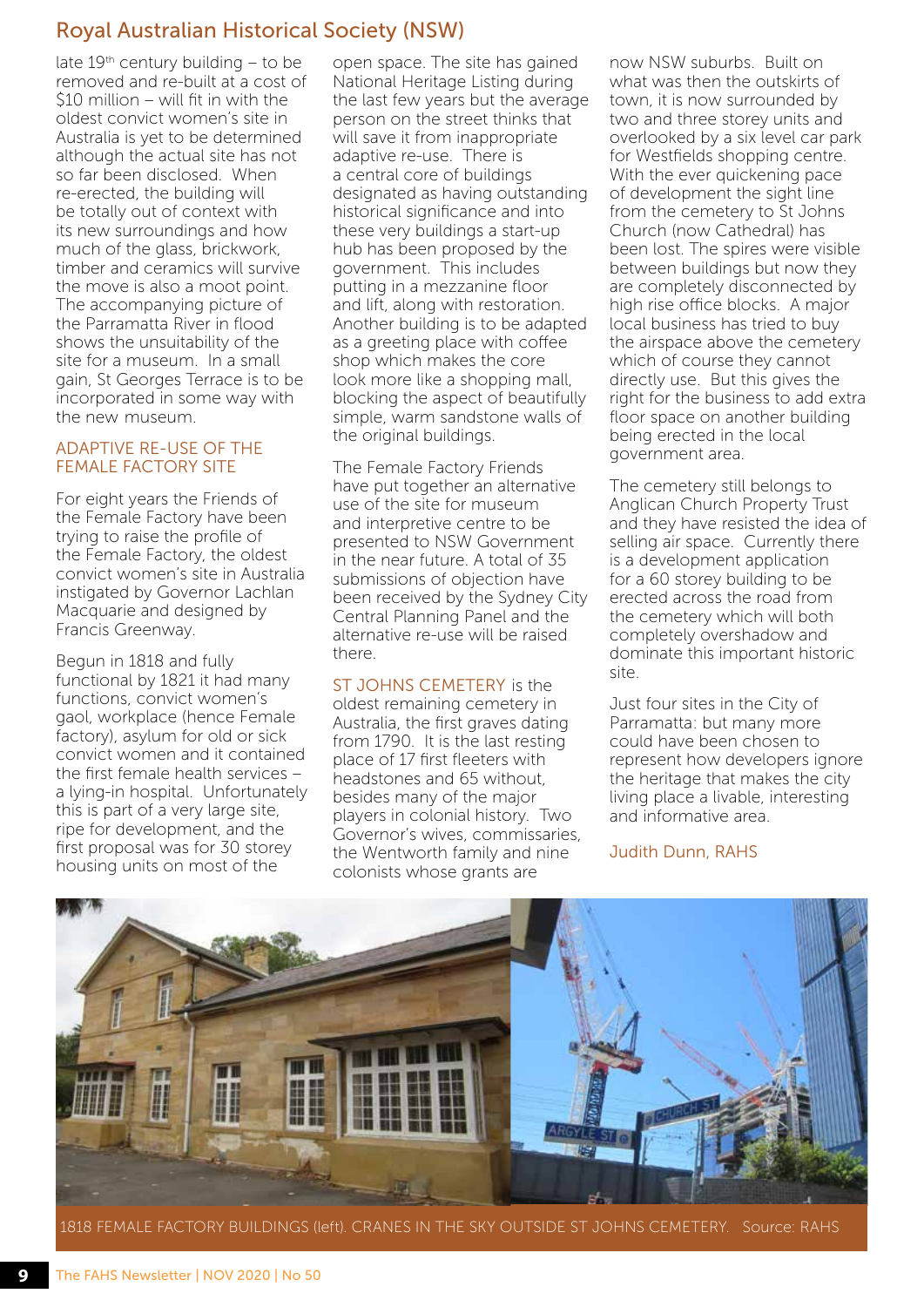## Royal Australian Historical Society (NSW)

late 19th century building – to be removed and re-built at a cost of $10 million – will fit in with the oldest convict women's site in Australia is yet to be determined although the actual site has not so far been disclosed. When re-erected, the building will be totally out of context with its new surroundings and how much of the glass, brickwork, timber and ceramics will survive the move is also a moot point. The accompanying picture of the Parramatta River in flood shows the unsuitability of the site for a museum. In a small gain, St Georges Terrace is to be incorporated in some way with the new museum.

### ADAPTIVE RE-USE OF THE FEMALE FACTORY SITE

For eight years the Friends of the Female Factory have been trying to raise the profile of the Female Factory, the oldest convict women's site in Australia instigated by Governor Lachlan Macquarie and designed by Francis Greenway.

Begun in 1818 and fully functional by 1821 it had many functions, convict women's gaol, workplace (hence Female factory), asylum for old or sick convict women and it contained the first female health services – a lying-in hospital. Unfortunately this is part of a very large site, ripe for development, and the first proposal was for 30 storey housing units on most of the open space. The site has gained National Heritage Listing during the last few years but the average person on the street thinks that will save it from inappropriate adaptive re-use. There is a central core of buildings designated as having outstanding historical significance and into these very buildings a start-up hub has been proposed by the government. This includes putting in a mezzanine floor and lift, along with restoration. Another building is to be adapted as a greeting place with coffee shop which makes the core look more like a shopping mall, blocking the aspect of beautifully simple, warm sandstone walls of the original buildings.

The Female Factory Friends have put together an alternative use of the site for museum and interpretive centre to be presented to NSW Government in the near future. A total of 35 submissions of objection have been received by the Sydney City Central Planning Panel and the alternative re-use will be raised there.

ST JOHNS CEMETERY is the oldest remaining cemetery in Australia, the first graves dating from 1790. It is the last resting place of 17 first fleeters with headstones and 65 without, besides many of the major players in colonial history. Two Governor's wives, commissaries, the Wentworth family and nine colonists whose grants are now NSW suburbs. Built on what was then the outskirts of town, it is now surrounded by two and three storey units and overlooked by a six level car park for Westfields shopping centre. With the ever quickening pace of development the sight line from the cemetery to St Johns Church (now Cathedral) has been lost. The spires were visible between buildings but now they are completely disconnected by high rise office blocks. A major local business has tried to buy the airspace above the cemetery which of course they cannot directly use. But this gives the right for the business to add extra floor space on another building being erected in the local government area.

The cemetery still belongs to Anglican Church Property Trust and they have resisted the idea of selling air space. Currently there is a development application for a 60 storey building to be erected across the road from the cemetery which will both completely overshadow and dominate this important historic site.

Just four sites in the City of Parramatta: but many more could have been chosen to represent how developers ignore the heritage that makes the city living place a livable, interesting and informative area.

Judith Dunn, RAHS

1818 FEMALE FACTORY BUILDINGS (left). CRANES IN THE SKY OUTSIDE ST JOHNS CEMETERY. Source: RAHS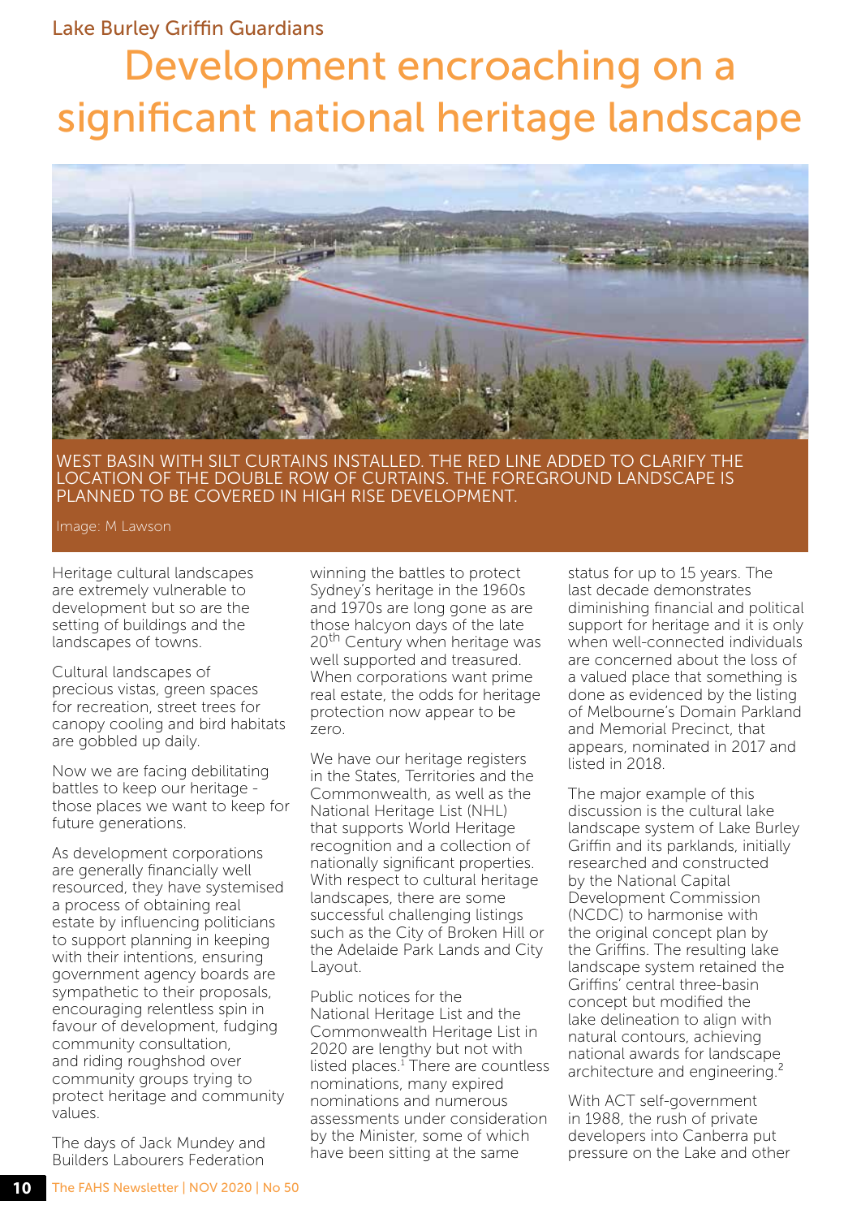Lake Burley Griffin Guardians

# Development encroaching on a significant national heritage landscape

WEST BASIN WITH SILT CURTAINS INSTALLED. THE RED LINE ADDED TO CLARIFY THE LOCATION OF THE DOUBLE ROW OF CURTAINS. THE FOREGROUND LANDSCAPE IS PLANNED TO BE COVERED IN HIGH RISE DEVELOPMENT.

Image: M Lawson

Heritage cultural landscapes are extremely vulnerable to development but so are the setting of buildings and the landscapes of towns.

Cultural landscapes of precious vistas, green spaces for recreation, street trees for canopy cooling and bird habitats are gobbled up daily.

Now we are facing debilitating battles to keep our heritage - those places we want to keep for future generations.

As development corporations are generally financially well resourced, they have systemised a process of obtaining real estate by influencing politicians to support planning in keeping with their intentions, ensuring government agency boards are sympathetic to their proposals, encouraging relentless spin in favour of development, fudging community consultation, and riding roughshod over community groups trying to protect heritage and community values.

The days of Jack Mundey and Builders Labourers Federation winning the battles to protect Sydney's heritage in the 1960s and 1970s are long gone as are those halcyon days of the late 20th Century when heritage was well supported and treasured. When corporations want prime real estate, the odds for heritage protection now appear to be zero.

We have our heritage registers in the States, Territories and the Commonwealth, as well as the National Heritage List (NHL) that supports World Heritage recognition and a collection of nationally significant properties. With respect to cultural heritage landscapes, there are some successful challenging listings such as the City of Broken Hill or the Adelaide Park Lands and City Layout.

Public notices for the National Heritage List and the Commonwealth Heritage List in 2020 are lengthy but not with listed places.[1] There are countless nominations, many expired nominations and numerous assessments under consideration by the Minister, some of which have been sitting at the same status for up to 15 years. The last decade demonstrates diminishing financial and political support for heritage and it is only when well-connected individuals are concerned about the loss of a valued place that something is done as evidenced by the listing of Melbourne's Domain Parkland and Memorial Precinct, that appears, nominated in 2017 and listed in 2018.

The major example of this discussion is the cultural lake landscape system of Lake Burley Griffin and its parklands, initially researched and constructed by the National Capital Development Commission (NCDC) to harmonise with the original concept plan by the Griffins. The resulting lake landscape system retained the Griffins' central three-basin concept but modified the lake delineation to align with natural contours, achieving national awards for landscape architecture and engineering.[2]

With ACT self-government in 1988, the rush of private developers into Canberra put pressure on the Lake and other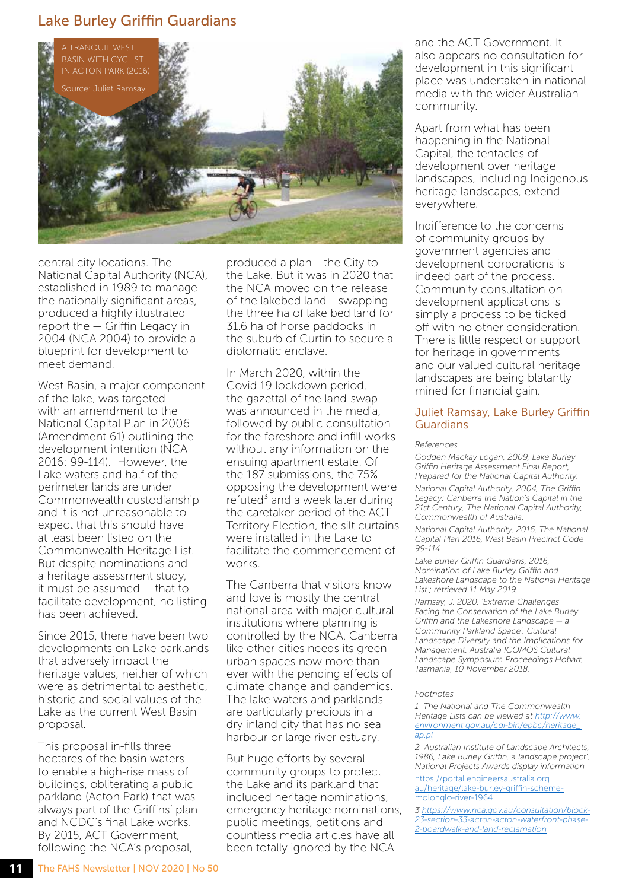## Lake Burley Griffin Guardians

A TRANQUIL WEST BASIN WITH CYCLIST IN ACTON PARK (2016)

Source: Juliet Ramsay

central city locations. The National Capital Authority (NCA), established in 1989 to manage the nationally significant areas, produced a highly illustrated report the — Griffin Legacy in 2004 (NCA 2004) to provide a blueprint for development to meet demand.

West Basin, a major component of the lake, was targeted with an amendment to the National Capital Plan in 2006 (Amendment 61) outlining the development intention (NCA 2016: 99-114). However, the Lake waters and half of the perimeter lands are under Commonwealth custodianship and it is not unreasonable to expect that this should have at least been listed on the Commonwealth Heritage List. But despite nominations and a heritage assessment study, it must be assumed — that to facilitate development, no listing has been achieved.

Since 2015, there have been two developments on Lake parklands that adversely impact the heritage values, neither of which were as detrimental to aesthetic, historic and social values of the Lake as the current West Basin proposal.

This proposal in-fills three hectares of the basin waters to enable a high-rise mass of buildings, obliterating a public parkland (Acton Park) that was always part of the Griffins' plan and NCDC's final Lake works. By 2015, ACT Government, following the NCA's proposal, produced a plan —the City to the Lake. But it was in 2020 that the NCA moved on the release of the lakebed land —swapping the three ha of lake bed land for 31.6 ha of horse paddocks in the suburb of Curtin to secure a diplomatic enclave.

In March 2020, within the Covid 19 lockdown period, the gazettal of the land-swap was announced in the media, followed by public consultation for the foreshore and infill works without any information on the ensuing apartment estate. Of the 187 submissions, the 75% opposing the development were refuted[3] and a week later during the caretaker period of the ACT Territory Election, the silt curtains were installed in the Lake to facilitate the commencement of works.

The Canberra that visitors know and love is mostly the central national area with major cultural institutions where planning is controlled by the NCA. Canberra like other cities needs its green urban spaces now more than ever with the pending effects of climate change and pandemics. The lake waters and parklands are particularly precious in a dry inland city that has no sea harbour or large river estuary.

But huge efforts by several community groups to protect the Lake and its parkland that included heritage nominations, emergency heritage nominations, public meetings, petitions and countless media articles have all been totally ignored by the NCA and the ACT Government. It also appears no consultation for development in this significant place was undertaken in national media with the wider Australian community.

Apart from what has been happening in the National Capital, the tentacles of development over heritage landscapes, including Indigenous heritage landscapes, extend everywhere.

Indifference to the concerns of community groups by government agencies and development corporations is indeed part of the process. Community consultation on development applications is simply a process to be ticked off with no other consideration. There is little respect or support for heritage in governments and our valued cultural heritage landscapes are being blatantly mined for financial gain.

### Juliet Ramsay, Lake Burley Griffin Guardians

*References*

*Godden Mackay Logan, 2009, Lake Burley Griffin Heritage Assessment Final Report, Prepared for the National Capital Authority.*

*National Capital Authority, 2004, The Griffin Legacy: Canberra the Nation's Capital in the 21st Century, The National Capital Authority, Commonwealth of Australia.*

*National Capital Authority, 2016, The National Capital Plan 2016, West Basin Precinct Code 99-114.*

*Lake Burley Griffin Guardians, 2016, Nomination of Lake Burley Griffin and Lakeshore Landscape to the National Heritage List'; retrieved 11 May 2019,*

*Ramsay, J. 2020, 'Extreme Challenges Facing the Conservation of the Lake Burley Griffin and the Lakeshore Landscape — a Community Parkland Space'. Cultural Landscape Diversity and the Implications for Management. Australia ICOMOS Cultural Landscape Symposium Proceedings Hobart, Tasmania, 10 November 2018.*

*Footnotes*

1 The National and The Commonwealth Heritage Lists can be viewed at http://www.environment.gov.au/cgi-bin/epbc/heritage_ap.pl

2 Australian Institute of Landscape Architects, 1986, Lake Burley Griffin, a landscape project', National Projects Awards display information https://portal.engineersaustralia.org.au/heritage/lake-burley-griffin-scheme-molonglo-river-1964

3 https://www.nca.gov.au/consultation/block-23-section-33-acton-acton-waterfront-phase-2-boardwalk-and-land-reclamation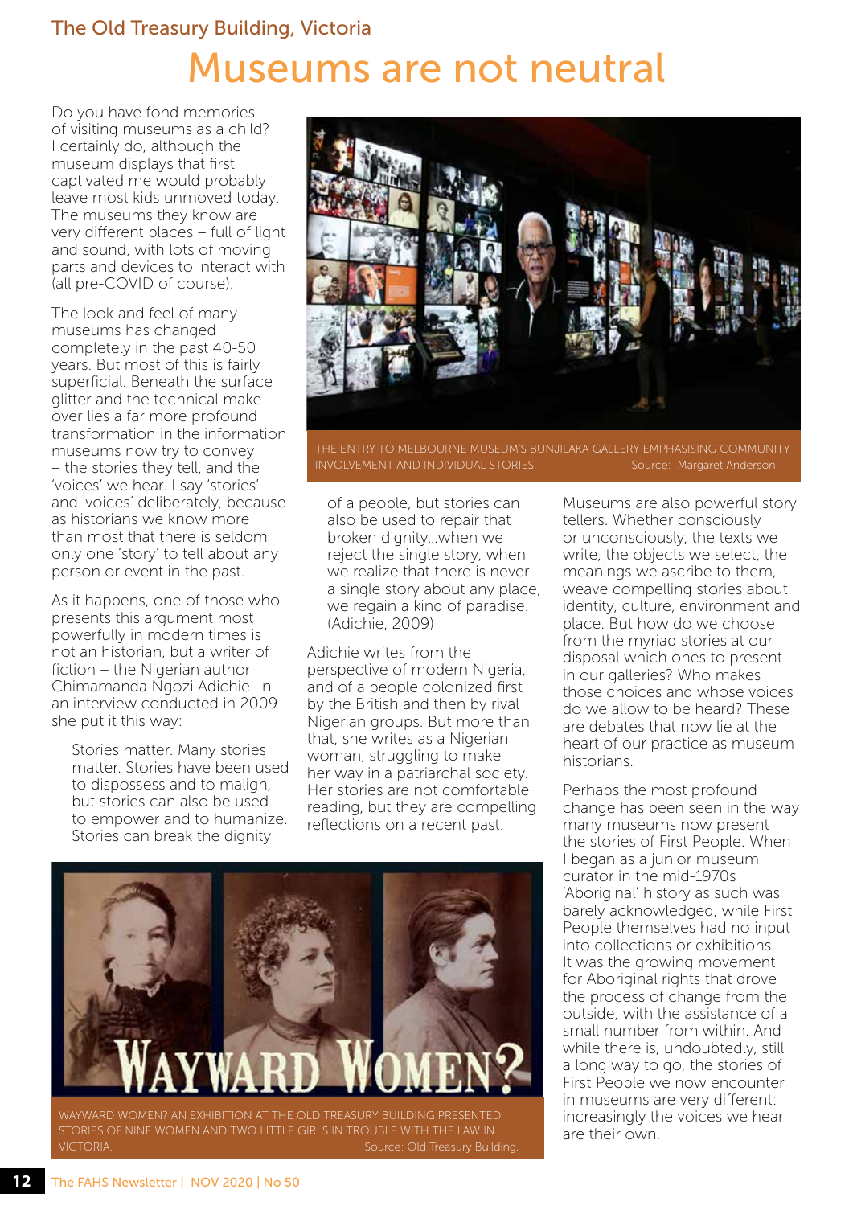## The Old Treasury Building, Victoria

# Museums are not neutral

Do you have fond memories of visiting museums as a child? I certainly do, although the museum displays that first captivated me would probably leave most kids unmoved today. The museums they know are very different places – full of light and sound, with lots of moving parts and devices to interact with (all pre-COVID of course).

The look and feel of many museums has changed completely in the past 40-50 years. But most of this is fairly superficial. Beneath the surface glitter and the technical make-over lies a far more profound transformation in the information museums now try to convey – the stories they tell, and the 'voices' we hear. I say 'stories' and 'voices' deliberately, because as historians we know more than most that there is seldom only one 'story' to tell about any person or event in the past.

As it happens, one of those who presents this argument most powerfully in modern times is not an historian, but a writer of fiction – the Nigerian author Chimamanda Ngozi Adichie. In an interview conducted in 2009 she put it this way:

> Stories matter. Many stories matter. Stories have been used to dispossess and to malign, but stories can also be used to empower and to humanize. Stories can break the dignity of a people, but stories can also be used to repair that broken dignity...when we reject the single story, when we realize that there is never a single story about any place, we regain a kind of paradise. (Adichie, 2009)

THE ENTRY TO MELBOURNE MUSEUM'S BUNJILAKA GALLERY EMPHASISING COMMUNITY INVOLVEMENT AND INDIVIDUAL STORIES. Source: Margaret Anderson

Adichie writes from the perspective of modern Nigeria, and of a people colonized first by the British and then by rival Nigerian groups. But more than that, she writes as a Nigerian woman, struggling to make her way in a patriarchal society. Her stories are not comfortable reading, but they are compelling reflections on a recent past.

Museums are also powerful story tellers. Whether consciously or unconsciously, the texts we write, the objects we select, the meanings we ascribe to them, weave compelling stories about identity, culture, environment and place. But how do we choose from the myriad stories at our disposal which ones to present in our galleries? Who makes those choices and whose voices do we allow to be heard? These are debates that now lie at the heart of our practice as museum historians.

Perhaps the most profound change has been seen in the way many museums now present the stories of First People. When I began as a junior museum curator in the mid-1970s 'Aboriginal' history as such was barely acknowledged, while First People themselves had no input into collections or exhibitions. It was the growing movement for Aboriginal rights that drove the process of change from the outside, with the assistance of a small number from within. And while there is, undoubtedly, still a long way to go, the stories of First People we now encounter in museums are very different: increasingly the voices we hear are their own.

WAYWARD WOMEN? AN EXHIBITION AT THE OLD TREASURY BUILDING PRESENTED STORIES OF NINE WOMEN AND TWO LITTLE GIRLS IN TROUBLE WITH THE LAW IN VICTORIA. Source: Old Treasury Building.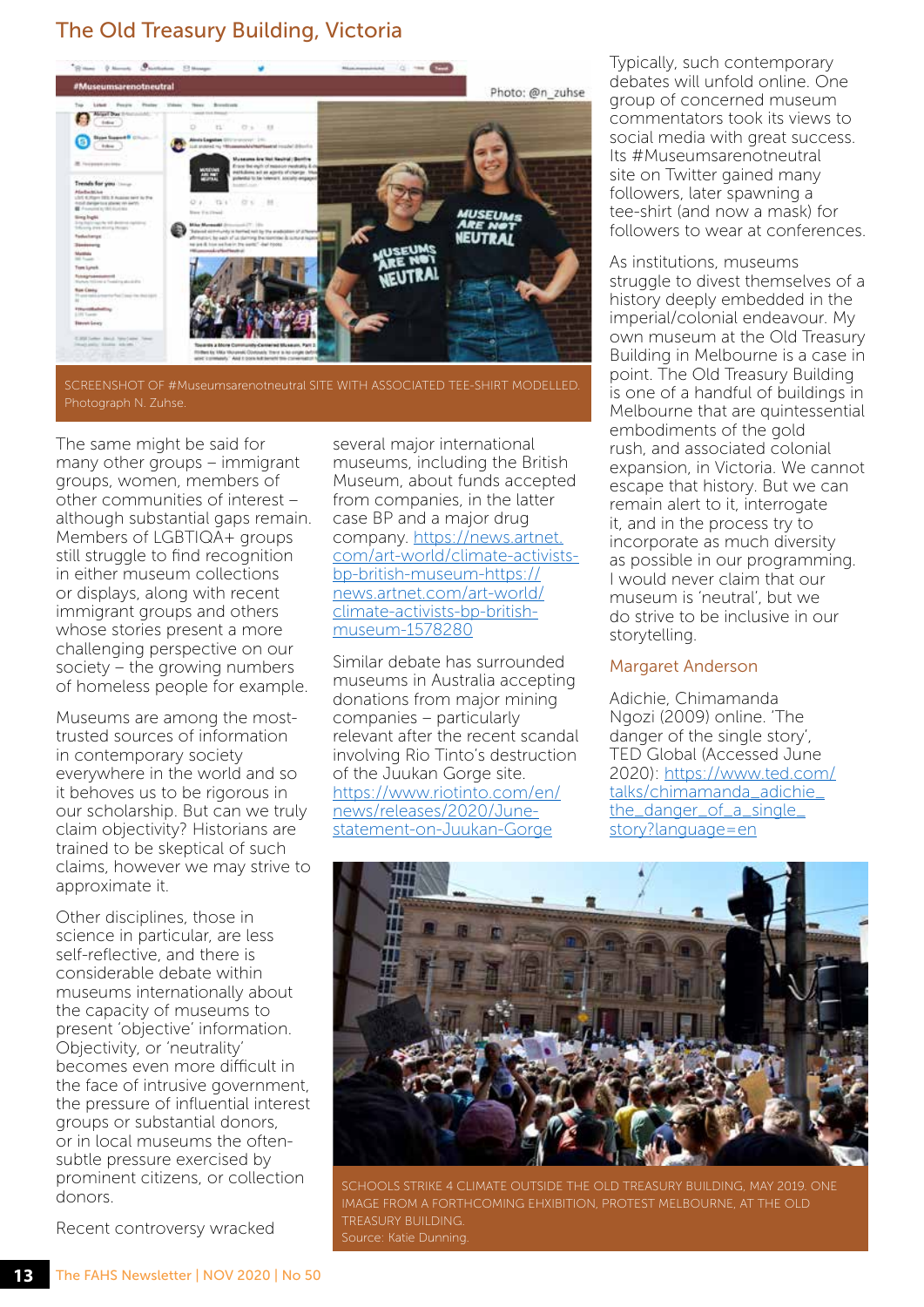## The Old Treasury Building, Victoria

SCREENSHOT OF #Museumsarenotneutral SITE WITH ASSOCIATED TEE-SHIRT MODELLED. Photograph N. Zuhse.

The same might be said for many other groups – immigrant groups, women, members of other communities of interest – although substantial gaps remain. Members of LGBTIQA+ groups still struggle to find recognition in either museum collections or displays, along with recent immigrant groups and others whose stories present a more challenging perspective on our society – the growing numbers of homeless people for example.

Museums are among the most-trusted sources of information in contemporary society everywhere in the world and so it behoves us to be rigorous in our scholarship. But can we truly claim objectivity? Historians are trained to be skeptical of such claims, however we may strive to approximate it.

Other disciplines, those in science in particular, are less self-reflective, and there is considerable debate within museums internationally about the capacity of museums to present 'objective' information. Objectivity, or 'neutrality' becomes even more difficult in the face of intrusive government, the pressure of influential interest groups or substantial donors, or in local museums the often-subtle pressure exercised by prominent citizens, or collection donors.

Recent controversy wracked several major international museums, including the British Museum, about funds accepted from companies, in the latter case BP and a major drug company. https://news.artnet.com/art-world/climate-activists-bp-british-museum-https://news.artnet.com/art-world/climate-activists-bp-british-museum-1578280

Similar debate has surrounded museums in Australia accepting donations from major mining companies – particularly relevant after the recent scandal involving Rio Tinto's destruction of the Juukan Gorge site. https://www.riotinto.com/en/news/releases/2020/June-statement-on-Juukan-Gorge

Typically, such contemporary debates will unfold online. One group of concerned museum commentators took its views to social media with great success. Its #Museumsarenotneutral site on Twitter gained many followers, later spawning a tee-shirt (and now a mask) for followers to wear at conferences.

As institutions, museums struggle to divest themselves of a history deeply embedded in the imperial/colonial endeavour. My own museum at the Old Treasury Building in Melbourne is a case in point. The Old Treasury Building is one of a handful of buildings in Melbourne that are quintessential embodiments of the gold rush, and associated colonial expansion, in Victoria. We cannot escape that history. But we can remain alert to it, interrogate it, and in the process try to incorporate as much diversity as possible in our programming. I would never claim that our museum is 'neutral', but we do strive to be inclusive in our storytelling.

Margaret Anderson

Adichie, Chimamanda Ngozi (2009) online. 'The danger of the single story', TED Global (Accessed June 2020): https://www.ted.com/talks/chimamanda_adichie_the_danger_of_a_single_story?language=en

SCHOOLS STRIKE 4 CLIMATE OUTSIDE THE OLD TREASURY BUILDING, MAY 2019. ONE IMAGE FROM A FORTHCOMING EXHBITION, PROTEST MELBOURNE, AT THE OLD TREASURY BUILDING.
Source: Katie Dunning.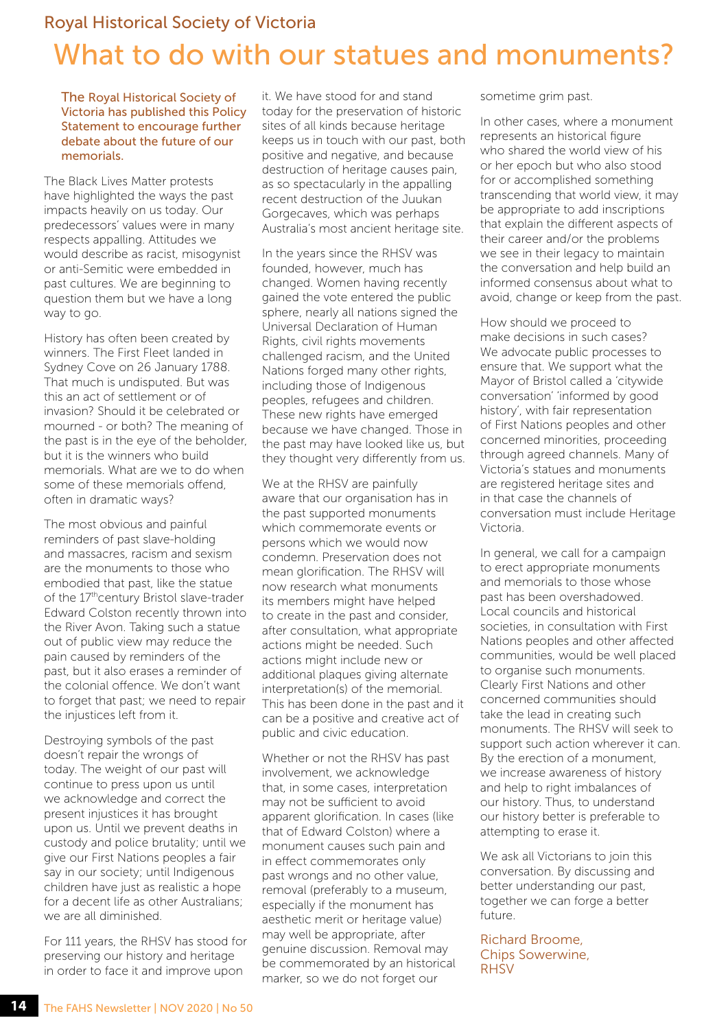Royal Historical Society of Victoria

# What to do with our statues and monuments?

**The Royal Historical Society of Victoria has published this Policy Statement to encourage further debate about the future of our memorials.**

The Black Lives Matter protests have highlighted the ways the past impacts heavily on us today. Our predecessors' values were in many respects appalling. Attitudes we would describe as racist, misogynist or anti-Semitic were embedded in past cultures. We are beginning to question them but we have a long way to go.

History has often been created by winners. The First Fleet landed in Sydney Cove on 26 January 1788. That much is undisputed. But was this an act of settlement or of invasion? Should it be celebrated or mourned - or both? The meaning of the past is in the eye of the beholder, but it is the winners who build memorials. What are we to do when some of these memorials offend, often in dramatic ways?

The most obvious and painful reminders of past slave-holding and massacres, racism and sexism are the monuments to those who embodied that past, like the statue of the 17th century Bristol slave-trader Edward Colston recently thrown into the River Avon. Taking such a statue out of public view may reduce the pain caused by reminders of the past, but it also erases a reminder of the colonial offence. We don't want to forget that past; we need to repair the injustices left from it.

Destroying symbols of the past doesn't repair the wrongs of today. The weight of our past will continue to press upon us until we acknowledge and correct the present injustices it has brought upon us. Until we prevent deaths in custody and police brutality; until we give our First Nations peoples a fair say in our society; until Indigenous children have just as realistic a hope for a decent life as other Australians; we are all diminished.

For 111 years, the RHSV has stood for preserving our history and heritage in order to face it and improve upon it. We have stood for and stand today for the preservation of historic sites of all kinds because heritage keeps us in touch with our past, both positive and negative, and because destruction of heritage causes pain, as so spectacularly in the appalling recent destruction of the Juukan Gorgecaves, which was perhaps Australia's most ancient heritage site.

In the years since the RHSV was founded, however, much has changed. Women having recently gained the vote entered the public sphere, nearly all nations signed the Universal Declaration of Human Rights, civil rights movements challenged racism, and the United Nations forged many other rights, including those of Indigenous peoples, refugees and children. These new rights have emerged because we have changed. Those in the past may have looked like us, but they thought very differently from us.

We at the RHSV are painfully aware that our organisation has in the past supported monuments which commemorate events or persons which we would now condemn. Preservation does not mean glorification. The RHSV will now research what monuments its members might have helped to create in the past and consider, after consultation, what appropriate actions might be needed. Such actions might include new or additional plaques giving alternate interpretation(s) of the memorial. This has been done in the past and it can be a positive and creative act of public and civic education.

Whether or not the RHSV has past involvement, we acknowledge that, in some cases, interpretation may not be sufficient to avoid apparent glorification. In cases (like that of Edward Colston) where a monument causes such pain and in effect commemorates only past wrongs and no other value, removal (preferably to a museum, especially if the monument has aesthetic merit or heritage value) may well be appropriate, after genuine discussion. Removal may be commemorated by an historical marker, so we do not forget our sometime grim past.

In other cases, where a monument represents an historical figure who shared the world view of his or her epoch but who also stood for or accomplished something transcending that world view, it may be appropriate to add inscriptions that explain the different aspects of their career and/or the problems we see in their legacy to maintain the conversation and help build an informed consensus about what to avoid, change or keep from the past.

How should we proceed to make decisions in such cases? We advocate public processes to ensure that. We support what the Mayor of Bristol called a 'citywide conversation' 'informed by good history', with fair representation of First Nations peoples and other concerned minorities, proceeding through agreed channels. Many of Victoria's statues and monuments are registered heritage sites and in that case the channels of conversation must include Heritage Victoria.

In general, we call for a campaign to erect appropriate monuments and memorials to those whose past has been overshadowed. Local councils and historical societies, in consultation with First Nations peoples and other affected communities, would be well placed to organise such monuments. Clearly First Nations and other concerned communities should take the lead in creating such monuments. The RHSV will seek to support such action wherever it can. By the erection of a monument, we increase awareness of history and help to right imbalances of our history. Thus, to understand our history better is preferable to attempting to erase it.

We ask all Victorians to join this conversation. By discussing and better understanding our past, together we can forge a better future.

Richard Broome,
Chips Sowerwine,
RHSV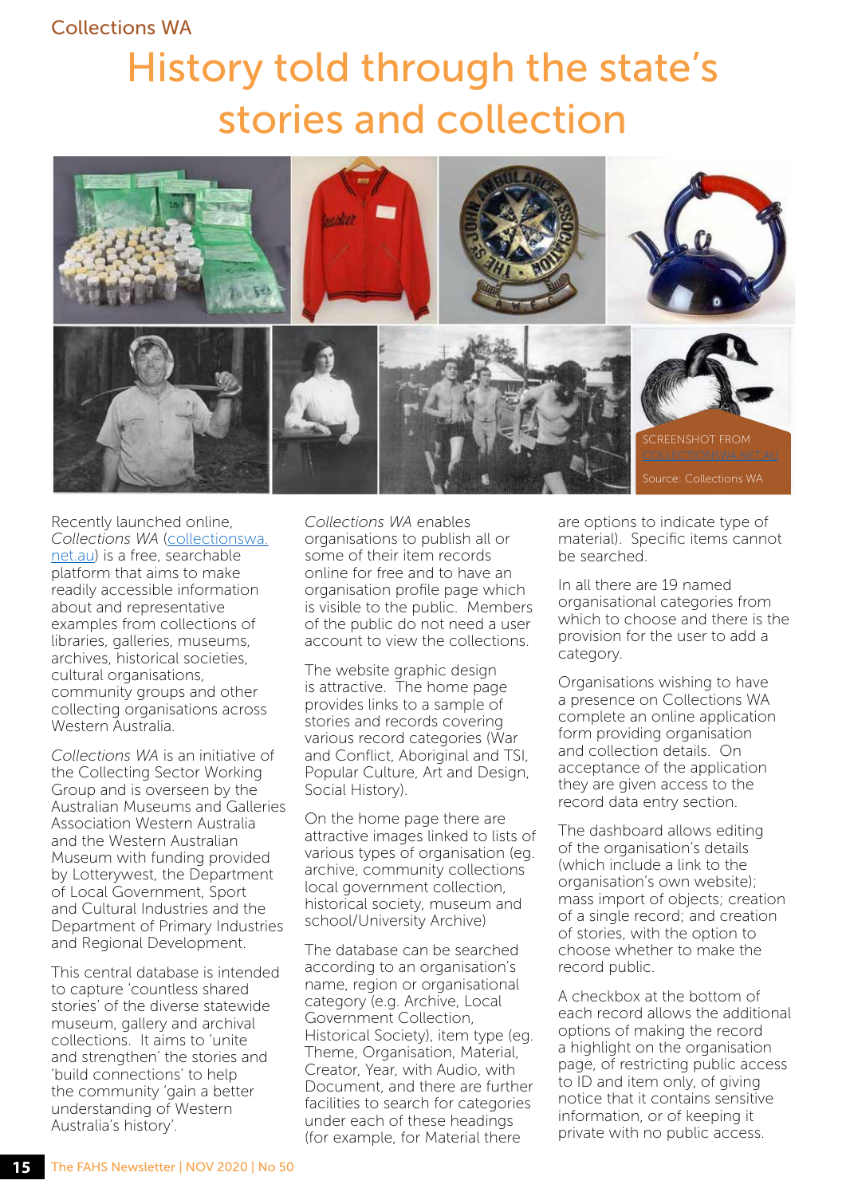Collections WA

# History told through the state's stories and collection

SCREENSHOT FROM COLLECTIONSWA.NET.AU

Source: Collections WA

Recently launched online, *Collections WA* (collectionswa.net.au) is a free, searchable platform that aims to make readily accessible information about and representative examples from collections of libraries, galleries, museums, archives, historical societies, cultural organisations, community groups and other collecting organisations across Western Australia.

*Collections WA* is an initiative of the Collecting Sector Working Group and is overseen by the Australian Museums and Galleries Association Western Australia and the Western Australian Museum with funding provided by Lotterywest, the Department of Local Government, Sport and Cultural Industries and the Department of Primary Industries and Regional Development.

This central database is intended to capture 'countless shared stories' of the diverse statewide museum, gallery and archival collections. It aims to 'unite and strengthen' the stories and 'build connections' to help the community 'gain a better understanding of Western Australia's history'.

*Collections WA* enables organisations to publish all or some of their item records online for free and to have an organisation profile page which is visible to the public. Members of the public do not need a user account to view the collections.

The website graphic design is attractive. The home page provides links to a sample of stories and records covering various record categories (War and Conflict, Aboriginal and TSI, Popular Culture, Art and Design, Social History).

On the home page there are attractive images linked to lists of various types of organisation (eg. archive, community collections local government collection, historical society, museum and school/University Archive)

The database can be searched according to an organisation's name, region or organisational category (e.g. Archive, Local Government Collection, Historical Society), item type (eg. Theme, Organisation, Material, Creator, Year, with Audio, with Document, and there are further facilities to search for categories under each of these headings (for example, for Material there are options to indicate type of material). Specific items cannot be searched.

In all there are 19 named organisational categories from which to choose and there is the provision for the user to add a category.

Organisations wishing to have a presence on Collections WA complete an online application form providing organisation and collection details. On acceptance of the application they are given access to the record data entry section.

The dashboard allows editing of the organisation's details (which include a link to the organisation's own website); mass import of objects; creation of a single record; and creation of stories, with the option to choose whether to make the record public.

A checkbox at the bottom of each record allows the additional options of making the record a highlight on the organisation page, of restricting public access to ID and item only, of giving notice that it contains sensitive information, or of keeping it private with no public access.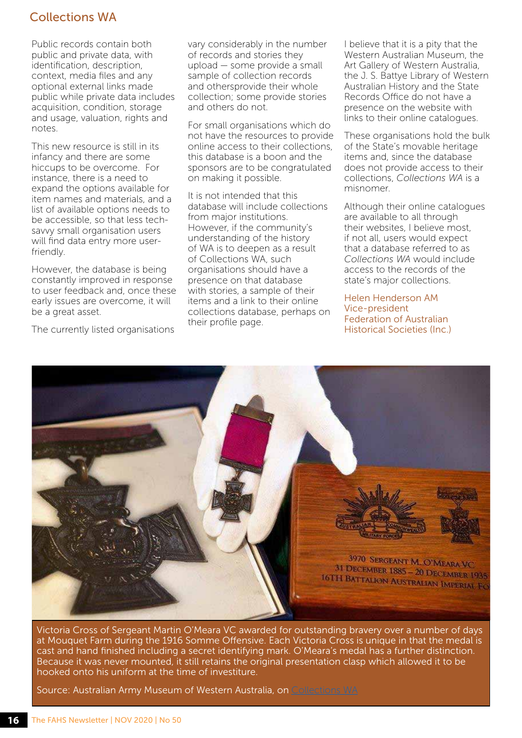## Collections WA

Public records contain both public and private data, with identification, description, context, media files and any optional external links made public while private data includes acquisition, condition, storage and usage, valuation, rights and notes.

This new resource is still in its infancy and there are some hiccups to be overcome. For instance, there is a need to expand the options available for item names and materials, and a list of available options needs to be accessible, so that less tech-savvy small organisation users will find data entry more user-friendly.

However, the database is being constantly improved in response to user feedback and, once these early issues are overcome, it will be a great asset.

The currently listed organisations vary considerably in the number of records and stories they upload – some provide a small sample of collection records and othersprovide their whole collection; some provide stories and others do not.

For small organisations which do not have the resources to provide online access to their collections, this database is a boon and the sponsors are to be congratulated on making it possible.

It is not intended that this database will include collections from major institutions. However, if the community's understanding of the history of WA is to deepen as a result of Collections WA, such organisations should have a presence on that database with stories, a sample of their items and a link to their online collections database, perhaps on their profile page.

I believe that it is a pity that the Western Australian Museum, the Art Gallery of Western Australia, the J. S. Battye Library of Western Australian History and the State Records Office do not have a presence on the website with links to their online catalogues.

These organisations hold the bulk of the State's movable heritage items and, since the database does not provide access to their collections, *Collections WA* is a misnomer.

Although their online catalogues are available to all through their websites, I believe most, if not all, users would expect that a database referred to as *Collections WA* would include access to the records of the state's major collections.

Helen Henderson AM
Vice-president
Federation of Australian Historical Societies (Inc.)

Victoria Cross of Sergeant Martin O'Meara VC awarded for outstanding bravery over a number of days at Mouquet Farm during the 1916 Somme Offensive. Each Victoria Cross is unique in that the medal is cast and hand finished including a secret identifying mark. O'Meara's medal has a further distinction. Because it was never mounted, it still retains the original presentation clasp which allowed it to be hooked onto his uniform at the time of investiture.

Source: Australian Army Museum of Western Australia, on Collections WA